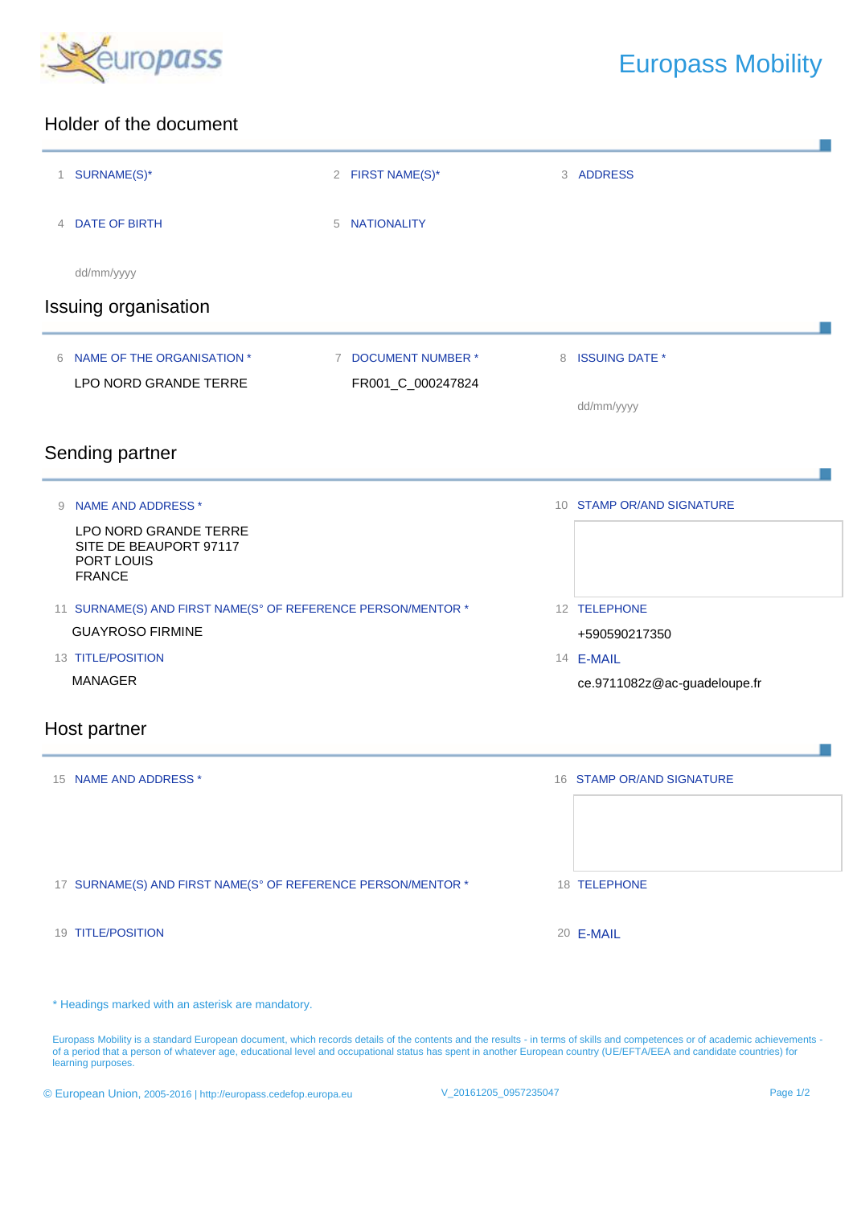europass

# Europass Mobility

## Holder of the document

1 SURNAME(S)*

2 FIRST NAME(S)*

3 ADDRESS

4 DATE OF BIRTH

dd/mm/yyyy

5 NATIONALITY

## Issuing organisation

6 NAME OF THE ORGANISATION *

LPO NORD GRANDE TERRE

7 DOCUMENT NUMBER *

FR001_C_000247824

8 ISSUING DATE *

dd/mm/yyyy

## Sending partner

9 NAME AND ADDRESS *

LPO NORD GRANDE TERRE
SITE DE BEAUPORT 97117
PORT LOUIS
FRANCE

10 STAMP OR/AND SIGNATURE

11 SURNAME(S) AND FIRST NAME(S° OF REFERENCE PERSON/MENTOR *

GUAYROSO FIRMINE

12 TELEPHONE

+590590217350

13 TITLE/POSITION

MANAGER

14 E-MAIL

ce.9711082z@ac-guadeloupe.fr

## Host partner

15 NAME AND ADDRESS *

16 STAMP OR/AND SIGNATURE

17 SURNAME(S) AND FIRST NAME(S° OF REFERENCE PERSON/MENTOR *

18 TELEPHONE

19 TITLE/POSITION

20 E-MAIL

* Headings marked with an asterisk are mandatory.

Europass Mobility is a standard European document, which records details of the contents and the results - in terms of skills and competences or of academic achievements - of a period that a person of whatever age, educational level and occupational status has spent in another European country (UE/EFTA/EEA and candidate countries) for learning purposes.

© European Union, 2005-2016 | http://europass.cedefop.europa.eu

V_20161205_0957235047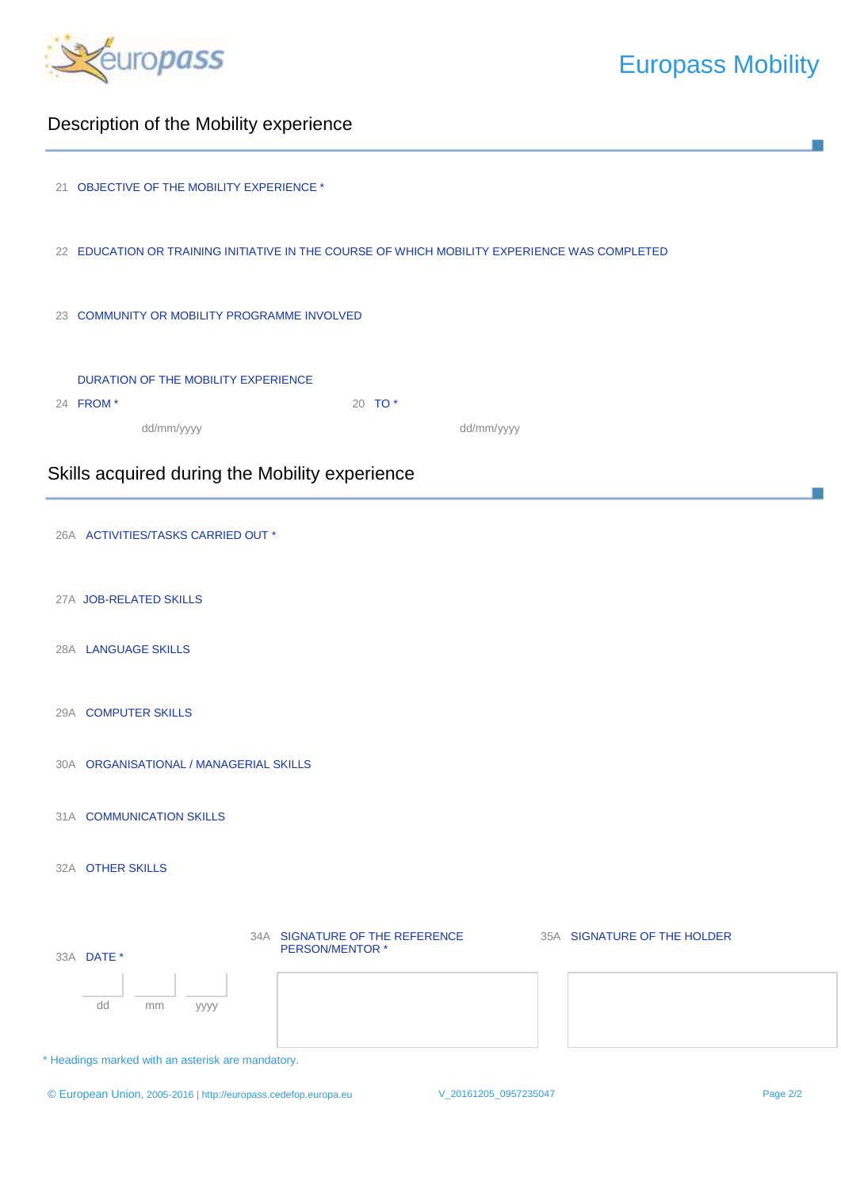# Europass Mobility

## Description of the Mobility experience

21 OBJECTIVE OF THE MOBILITY EXPERIENCE *

22 EDUCATION OR TRAINING INITIATIVE IN THE COURSE OF WHICH MOBILITY EXPERIENCE WAS COMPLETED

23 COMMUNITY OR MOBILITY PROGRAMME INVOLVED

DURATION OF THE MOBILITY EXPERIENCE

24 FROM * dd/mm/yyyy

20 TO * dd/mm/yyyy

## Skills acquired during the Mobility experience

26A ACTIVITIES/TASKS CARRIED OUT *

27A JOB-RELATED SKILLS

28A LANGUAGE SKILLS

29A COMPUTER SKILLS

30A ORGANISATIONAL / MANAGERIAL SKILLS

31A COMMUNICATION SKILLS

32A OTHER SKILLS

33A DATE *

dd mm yyyy

34A SIGNATURE OF THE REFERENCE PERSON/MENTOR *

35A SIGNATURE OF THE HOLDER

* Headings marked with an asterisk are mandatory.

© European Union, 2005-2016 | http://europass.cedefop.europa.eu V_20161205_0957235047